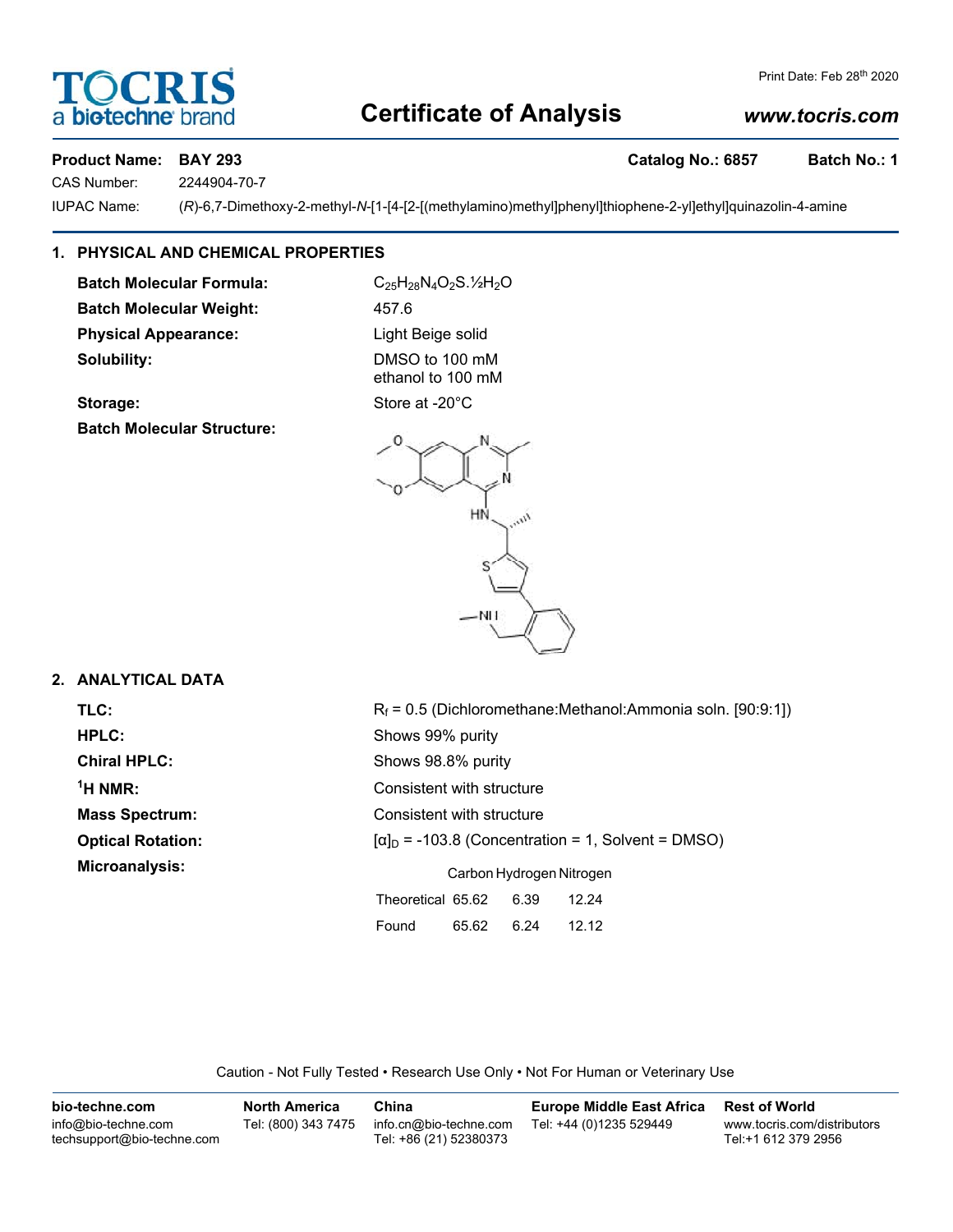# Certificate of Analysis

Print Date: Feb 28th 2020

www.tocris.com

**Product Name: BAY 293** **Catalog No.: 6857** **Batch No.: 1**

CAS Number: 2244904-70-7

IUPAC Name: (*R*)-6,7-Dimethoxy-2-methyl-*N*-[1-[4-[2-[(methylamino)methyl]phenyl]thiophene-2-yl]ethyl]quinazolin-4-amine

## 1. PHYSICAL AND CHEMICAL PROPERTIES

**Batch Molecular Formula:** $C_{25}H_{28}N_4O_2S.½H_2O$

**Batch Molecular Weight:** 457.6

**Physical Appearance:** Light Beige solid

**Solubility:** DMSO to 100 mM
ethanol to 100 mM

**Storage:** Store at -20°C

**Batch Molecular Structure:**

## 2. ANALYTICAL DATA

**TLC:** $R_f$ = 0.5 (Dichloromethane:Methanol:Ammonia soln. [90:9:1])

**HPLC:** Shows 99% purity

**Chiral HPLC:** Shows 98.8% purity

**$^1$H NMR:** Consistent with structure

**Mass Spectrum:** Consistent with structure

**Optical Rotation:** $[\alpha]_D$ = -103.8 (Concentration = 1, Solvent = DMSO)

**Microanalysis:**

| | Carbon | Hydrogen | Nitrogen |
|---|---|---|---|
| Theoretical | 65.62 | 6.39 | 12.24 |
| Found | 65.62 | 6.24 | 12.12 |

Caution - Not Fully Tested • Research Use Only • Not For Human or Veterinary Use

**bio-techne.com**
info@bio-techne.com
techsupport@bio-techne.com

**North America**
Tel: (800) 343 7475

**China**
info.cn@bio-techne.com
Tel: +86 (21) 52380373

**Europe Middle East Africa**
Tel: +44 (0)1235 529449

**Rest of World**
www.tocris.com/distributors
Tel:+1 612 379 2956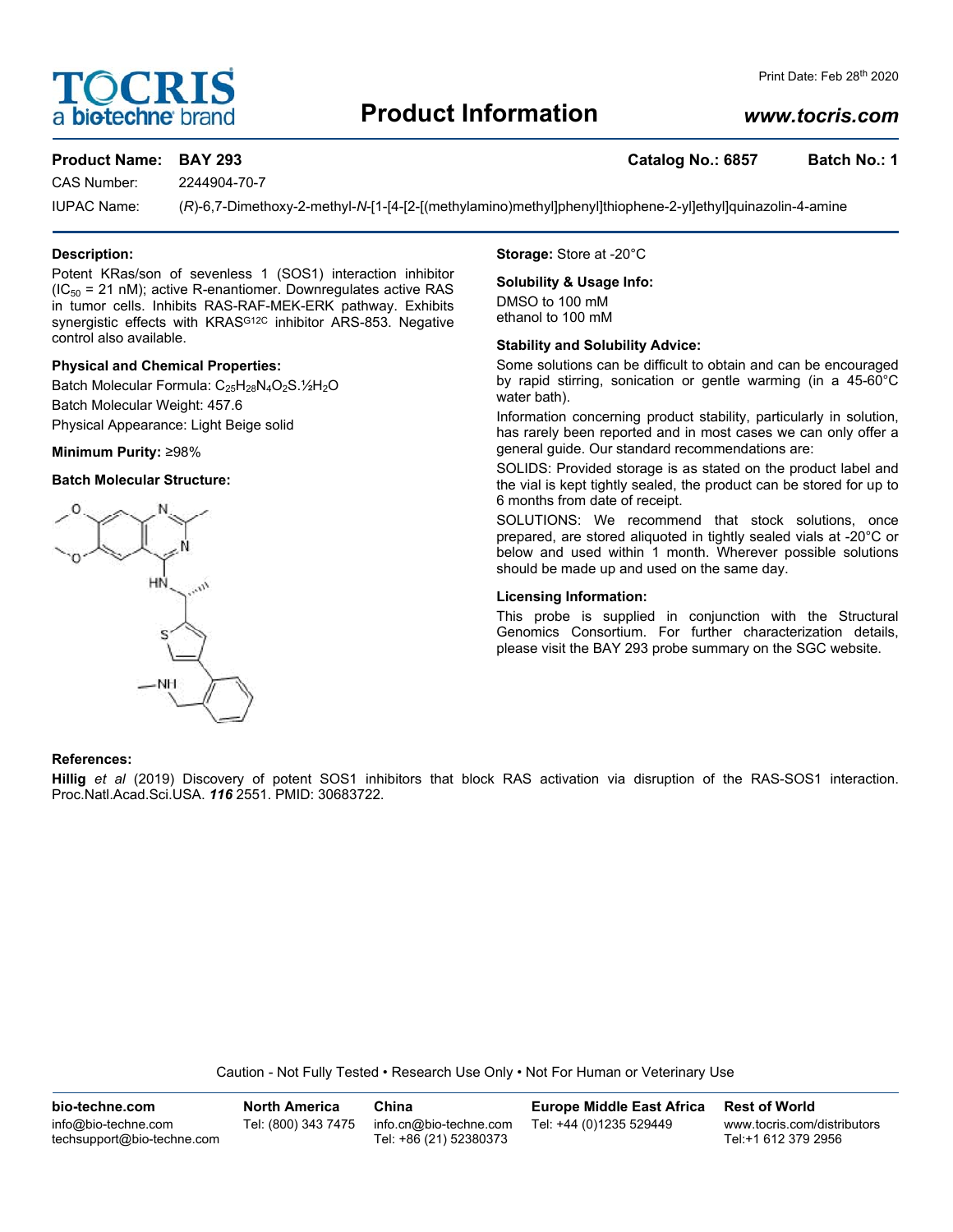# Product Information

Print Date: Feb 28th 2020

*www.tocris.com*

**Product Name: BAY 293** **Catalog No.: 6857** **Batch No.: 1**

CAS Number: 2244904-70-7

IUPAC Name: (*R*)-6,7-Dimethoxy-2-methyl-*N*-[1-[4-[2-[(methylamino)methyl]phenyl]thiophene-2-yl]ethyl]quinazolin-4-amine

### Description:

Potent KRas/son of sevenless 1 (SOS1) interaction inhibitor ($IC_{50}$ = 21 nM); active R-enantiomer. Downregulates active RAS in tumor cells. Inhibits RAS-RAF-MEK-ERK pathway. Exhibits synergistic effects with $KRAS^{G12C}$ inhibitor ARS-853. Negative control also available.

### Physical and Chemical Properties:

Batch Molecular Formula: $C_{25}H_{28}N_4O_2S.½H_2O$

Batch Molecular Weight: 457.6

Physical Appearance: Light Beige solid

**Minimum Purity:** ≥98%

### Batch Molecular Structure:

### Storage: Store at -20°C

### Solubility & Usage Info:

DMSO to 100 mM
ethanol to 100 mM

### Stability and Solubility Advice:

Some solutions can be difficult to obtain and can be encouraged by rapid stirring, sonication or gentle warming (in a 45-60°C water bath).

Information concerning product stability, particularly in solution, has rarely been reported and in most cases we can only offer a general guide. Our standard recommendations are:

SOLIDS: Provided storage is as stated on the product label and the vial is kept tightly sealed, the product can be stored for up to 6 months from date of receipt.

SOLUTIONS: We recommend that stock solutions, once prepared, are stored aliquoted in tightly sealed vials at -20°C or below and used within 1 month. Wherever possible solutions should be made up and used on the same day.

### Licensing Information:

This probe is supplied in conjunction with the Structural Genomics Consortium. For further characterization details, please visit the BAY 293 probe summary on the SGC website.

### References:

**Hillig** *et al* (2019) Discovery of potent SOS1 inhibitors that block RAS activation via disruption of the RAS-SOS1 interaction. Proc.Natl.Acad.Sci.USA. ***116*** 2551. PMID: 30683722.

Caution - Not Fully Tested • Research Use Only • Not For Human or Veterinary Use

| bio-techne.com | North America | China | Europe Middle East Africa | Rest of World |
|---|---|---|---|---|
| info@bio-techne.com<br>techsupport@bio-techne.com | Tel: (800) 343 7475 | info.cn@bio-techne.com<br>Tel: +86 (21) 52380373 | Tel: +44 (0)1235 529449 | www.tocris.com/distributors<br>Tel:+1 612 379 2956 |